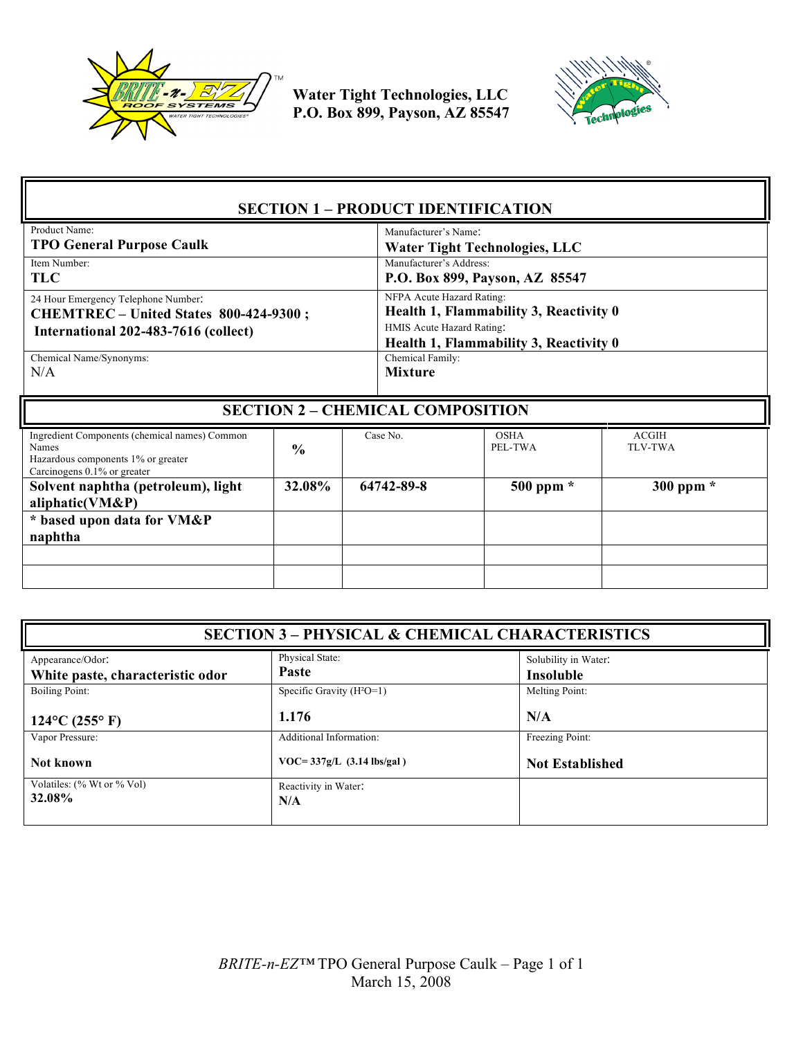**Water Tight Technologies, LLC**
**P.O. Box 899, Payson, AZ 85547**

## SECTION 1 – PRODUCT IDENTIFICATION

| Product Name: **TPO General Purpose Caulk** | Manufacturer's Name: **Water Tight Technologies, LLC** |
|---|---|
| Item Number: **TLC** | Manufacturer's Address: **P.O. Box 899, Payson, AZ 85547** |
| 24 Hour Emergency Telephone Number: **CHEMTREC – United States 800-424-9300 ; International 202-483-7616 (collect)** | NFPA Acute Hazard Rating: **Health 1, Flammability 3, Reactivity 0** HMIS Acute Hazard Rating: **Health 1, Flammability 3, Reactivity 0** |
| Chemical Name/Synonyms: N/A | Chemical Family: **Mixture** |

## SECTION 2 – CHEMICAL COMPOSITION

| Ingredient Components (chemical names) Common Names Hazardous components 1% or greater Carcinogens 0.1% or greater | % | Case No. | OSHA PEL-TWA | ACGIH TLV-TWA |
|---|---|---|---|---|
| **Solvent naphtha (petroleum), light aliphatic(VM&P)** | **32.08%** | **64742-89-8** | **500 ppm *** | **300 ppm *** |
| *** based upon data for VM&P naphtha** | | | | |
| | | | | |
| | | | | |

## SECTION 3 – PHYSICAL & CHEMICAL CHARACTERISTICS

| Appearance/Odor: **White paste, characteristic odor** | Physical State: **Paste** | Solubility in Water: **Insoluble** |
|---|---|---|
| Boiling Point: **124°C (255° F)** | Specific Gravity ($H^2O$=1) **1.176** | Melting Point: **N/A** |
| Vapor Pressure: **Not known** | Additional Information: **VOC= 337g/L (3.14 lbs/gal )** | Freezing Point: **Not Established** |
| Volatiles: (% Wt or % Vol) **32.08%** | Reactivity in Water: **N/A** | |

*BRITE-n-EZ*™ TPO General Purpose Caulk
March 15, 2008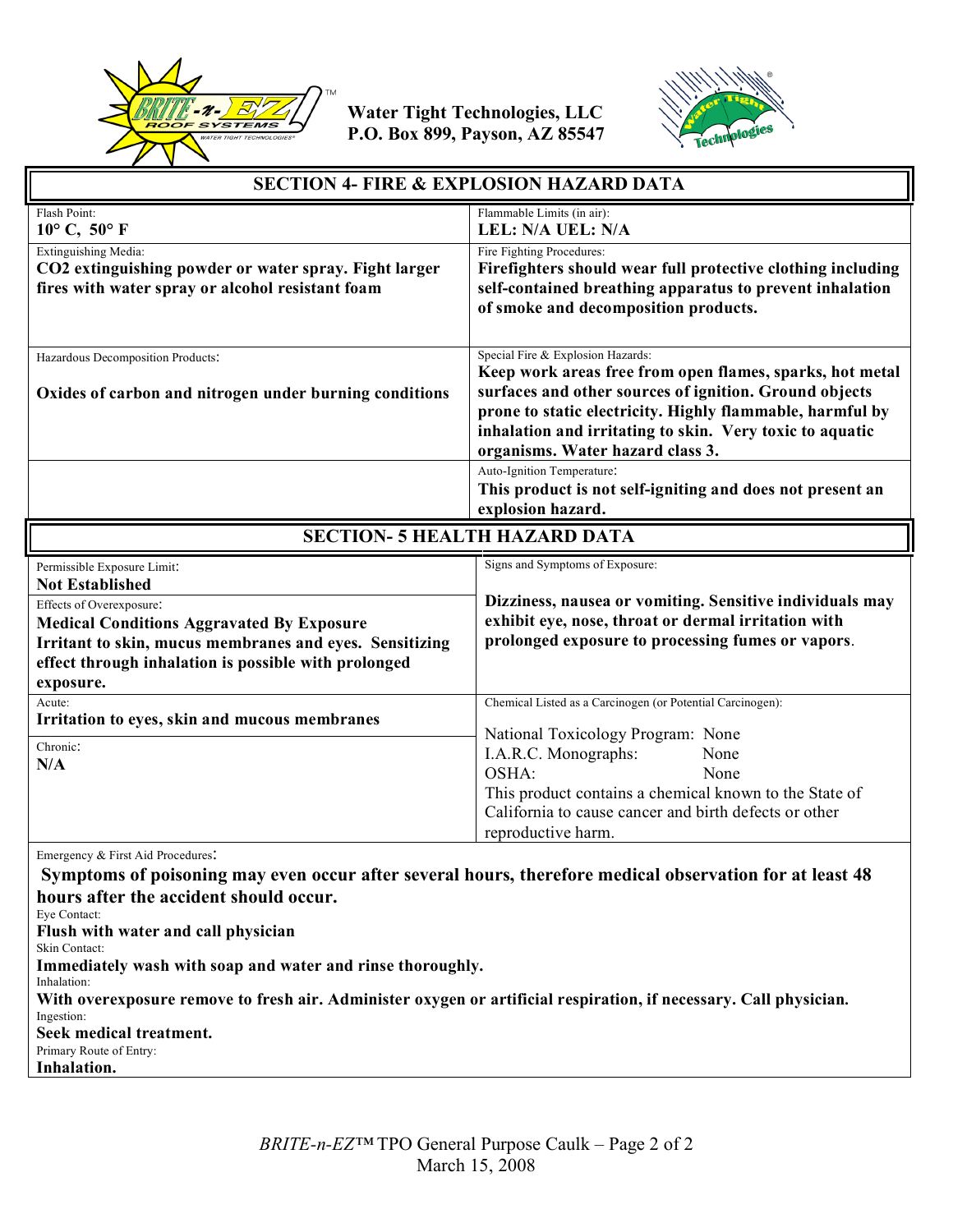Water Tight Technologies, LLC
P.O. Box 899, Payson, AZ 85547

## SECTION 4- FIRE & EXPLOSION HAZARD DATA

| | |
|---|---|
| Flash Point:<br>**10° C, 50° F** | Flammable Limits (in air):<br>**LEL: N/A UEL: N/A** |
| Extinguishing Media:<br>**$CO_2$ extinguishing powder or water spray. Fight larger fires with water spray or alcohol resistant foam** | Fire Fighting Procedures:<br>**Firefighters should wear full protective clothing including self-contained breathing apparatus to prevent inhalation of smoke and decomposition products.** |
| Hazardous Decomposition Products:<br>**Oxides of carbon and nitrogen under burning conditions** | Special Fire & Explosion Hazards:<br>**Keep work areas free from open flames, sparks, hot metal surfaces and other sources of ignition. Ground objects prone to static electricity. Highly flammable, harmful by inhalation and irritating to skin. Very toxic to aquatic organisms. Water hazard class 3.** |
| | Auto-Ignition Temperature:<br>**This product is not self-igniting and does not present an explosion hazard.** |

## SECTION- 5 HEALTH HAZARD DATA

| | |
|---|---|
| Permissible Exposure Limit:<br>**Not Established**<br><br>Effects of Overexposure:<br>**Medical Conditions Aggravated By Exposure**<br>**Irritant to skin, mucus membranes and eyes. Sensitizing effect through inhalation is possible with prolonged exposure.** | Signs and Symptoms of Exposure:<br>**Dizziness, nausea or vomiting. Sensitive individuals may exhibit eye, nose, throat or dermal irritation with prolonged exposure to processing fumes or vapors.** |
| Acute:<br>**Irritation to eyes, skin and mucous membranes**<br><br>Chronic:<br>**N/A** | Chemical Listed as a Carcinogen (or Potential Carcinogen):<br>National Toxicology Program: None<br>I.A.R.C. Monographs: None<br>OSHA: None<br>This product contains a chemical known to the State of California to cause cancer and birth defects or other reproductive harm. |

Emergency & First Aid Procedures:

**Symptoms of poisoning may even occur after several hours, therefore medical observation for at least 48 hours after the accident should occur.**

Eye Contact:
**Flush with water and call physician**

Skin Contact:
**Immediately wash with soap and water and rinse thoroughly.**

Inhalation:
**With overexposure remove to fresh air. Administer oxygen or artificial respiration, if necessary. Call physician.**

Ingestion:
**Seek medical treatment.**

Primary Route of Entry:
**Inhalation.**

*BRITE-n-EZ*™ TPO General Purpose Caulk – Page 2 of 2
March 15, 2008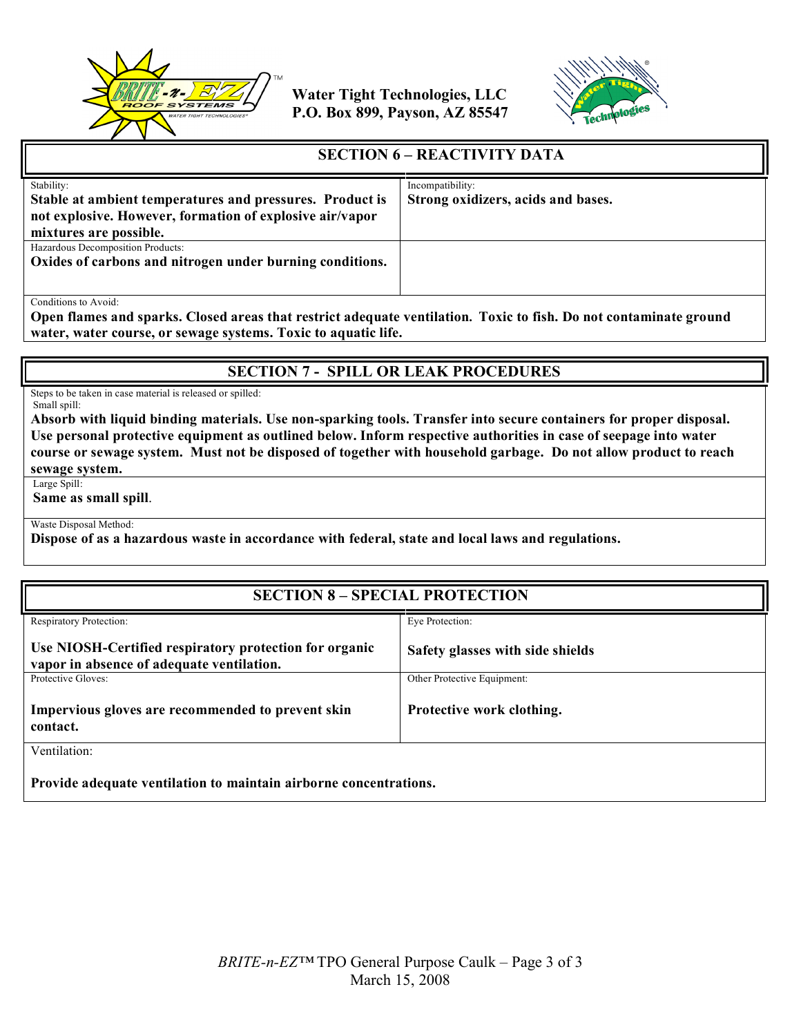Water Tight Technologies, LLC
P.O. Box 899, Payson, AZ 85547

## SECTION 6 – REACTIVITY DATA

| Stability: | Incompatibility: |
|---|---|
| **Stable at ambient temperatures and pressures. Product is not explosive. However, formation of explosive air/vapor mixtures are possible.** | **Strong oxidizers, acids and bases.** |
| Hazardous Decomposition Products: **Oxides of carbons and nitrogen under burning conditions.** | |

Conditions to Avoid:
**Open flames and sparks. Closed areas that restrict adequate ventilation. Toxic to fish. Do not contaminate ground water, water course, or sewage systems. Toxic to aquatic life.**

## SECTION 7 - SPILL OR LEAK PROCEDURES

Steps to be taken in case material is released or spilled:
Small spill:
**Absorb with liquid binding materials. Use non-sparking tools. Transfer into secure containers for proper disposal. Use personal protective equipment as outlined below. Inform respective authorities in case of seepage into water course or sewage system. Must not be disposed of together with household garbage. Do not allow product to reach sewage system.**

Large Spill:
**Same as small spill**.

Waste Disposal Method:
**Dispose of as a hazardous waste in accordance with federal, state and local laws and regulations.**

## SECTION 8 – SPECIAL PROTECTION

| Respiratory Protection: | Eye Protection: |
|---|---|
| **Use NIOSH-Certified respiratory protection for organic vapor in absence of adequate ventilation.** | **Safety glasses with side shields** |
| Protective Gloves: | Other Protective Equipment: |
| **Impervious gloves are recommended to prevent skin contact.** | **Protective work clothing.** |

Ventilation:

**Provide adequate ventilation to maintain airborne concentrations.**

*BRITE-n-EZ*™ TPO General Purpose Caulk
March 15, 2008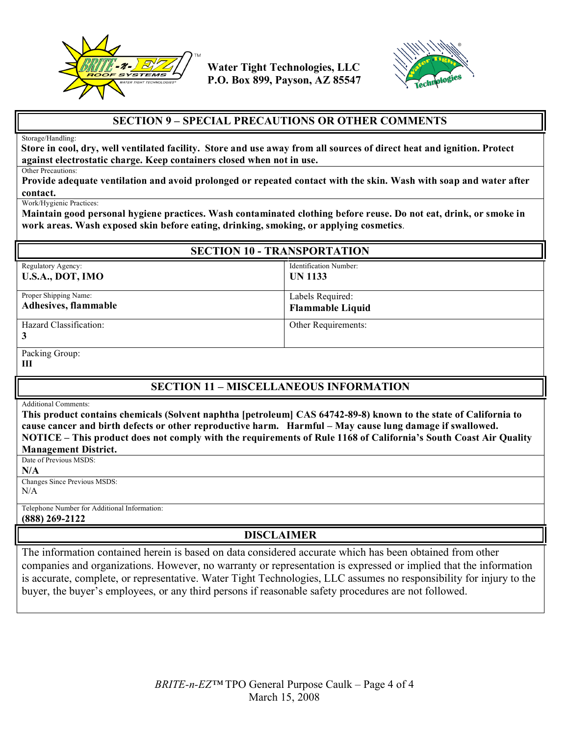Water Tight Technologies, LLC
P.O. Box 899, Payson, AZ 85547

## SECTION 9 – SPECIAL PRECAUTIONS OR OTHER COMMENTS

Storage/Handling:
**Store in cool, dry, well ventilated facility. Store and use away from all sources of direct heat and ignition. Protect against electrostatic charge. Keep containers closed when not in use.**

Other Precautions:
**Provide adequate ventilation and avoid prolonged or repeated contact with the skin. Wash with soap and water after contact.**

Work/Hygienic Practices:
**Maintain good personal hygiene practices. Wash contaminated clothing before reuse. Do not eat, drink, or smoke in work areas. Wash exposed skin before eating, drinking, smoking, or applying cosmetics**.

## SECTION 10 - TRANSPORTATION

| | |
|---|---|
| Regulatory Agency: **U.S.A., DOT, IMO** | Identification Number: **UN 1133** |
| Proper Shipping Name: **Adhesives, flammable** | Labels Required: **Flammable Liquid** |
| Hazard Classification: **3** | Other Requirements: |
| Packing Group: **III** | |

## SECTION 11 – MISCELLANEOUS INFORMATION

Additional Comments:
**This product contains chemicals (Solvent naphtha [petroleum] CAS 64742-89-8) known to the state of California to cause cancer and birth defects or other reproductive harm. Harmful – May cause lung damage if swallowed. NOTICE – This product does not comply with the requirements of Rule 1168 of California's South Coast Air Quality Management District.**

Date of Previous MSDS:
**N/A**

Changes Since Previous MSDS:
N/A

Telephone Number for Additional Information:
**(888) 269-2122**

## DISCLAIMER

The information contained herein is based on data considered accurate which has been obtained from other companies and organizations. However, no warranty or representation is expressed or implied that the information is accurate, complete, or representative. Water Tight Technologies, LLC assumes no responsibility for injury to the buyer, the buyer's employees, or any third persons if reasonable safety procedures are not followed.